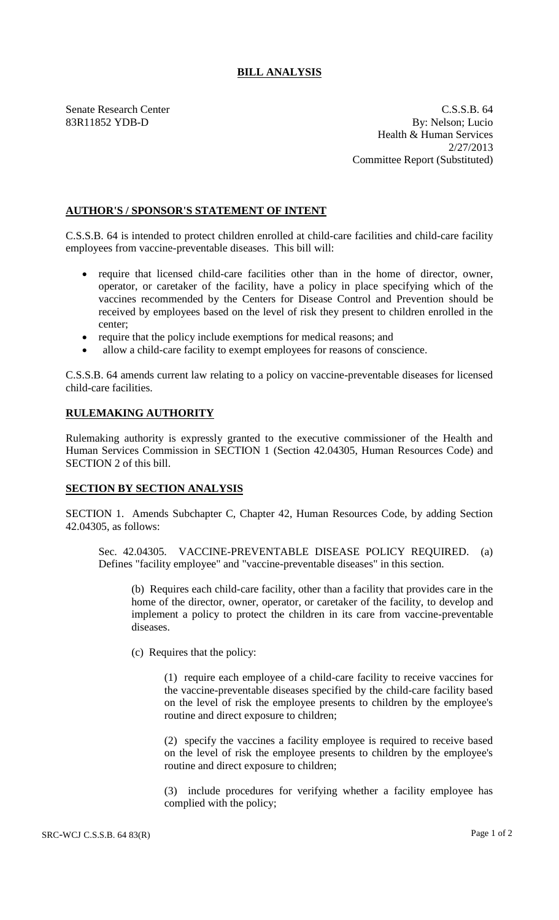# BILL ANALYSIS

Senate Research Center
83R11852 YDB-D

C.S.S.B. 64
By: Nelson; Lucio
Health & Human Services
2/27/2013
Committee Report (Substituted)

## AUTHOR'S / SPONSOR'S STATEMENT OF INTENT

C.S.S.B. 64 is intended to protect children enrolled at child-care facilities and child-care facility employees from vaccine-preventable diseases. This bill will:

- require that licensed child-care facilities other than in the home of director, owner, operator, or caretaker of the facility, have a policy in place specifying which of the vaccines recommended by the Centers for Disease Control and Prevention should be received by employees based on the level of risk they present to children enrolled in the center;
- require that the policy include exemptions for medical reasons; and
- allow a child-care facility to exempt employees for reasons of conscience.

C.S.S.B. 64 amends current law relating to a policy on vaccine-preventable diseases for licensed child-care facilities.

## RULEMAKING AUTHORITY

Rulemaking authority is expressly granted to the executive commissioner of the Health and Human Services Commission in SECTION 1 (Section 42.04305, Human Resources Code) and SECTION 2 of this bill.

## SECTION BY SECTION ANALYSIS

SECTION 1. Amends Subchapter C, Chapter 42, Human Resources Code, by adding Section 42.04305, as follows:

Sec. 42.04305. VACCINE-PREVENTABLE DISEASE POLICY REQUIRED. (a) Defines "facility employee" and "vaccine-preventable diseases" in this section.

(b) Requires each child-care facility, other than a facility that provides care in the home of the director, owner, operator, or caretaker of the facility, to develop and implement a policy to protect the children in its care from vaccine-preventable diseases.

(c) Requires that the policy:

(1) require each employee of a child-care facility to receive vaccines for the vaccine-preventable diseases specified by the child-care facility based on the level of risk the employee presents to children by the employee's routine and direct exposure to children;

(2) specify the vaccines a facility employee is required to receive based on the level of risk the employee presents to children by the employee's routine and direct exposure to children;

(3) include procedures for verifying whether a facility employee has complied with the policy;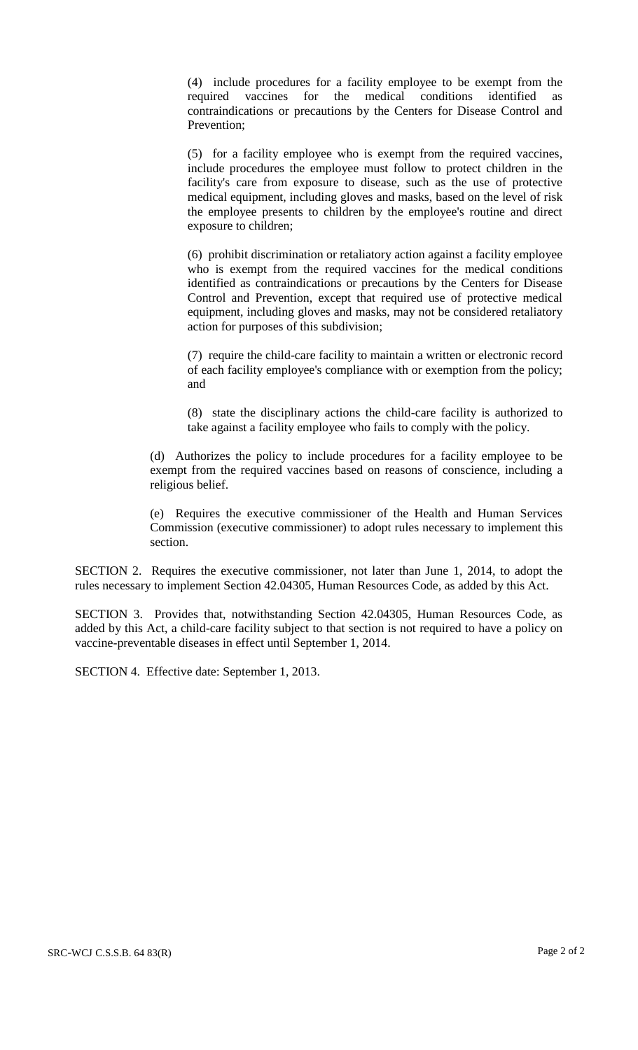(4) include procedures for a facility employee to be exempt from the required vaccines for the medical conditions identified as contraindications or precautions by the Centers for Disease Control and Prevention;

(5) for a facility employee who is exempt from the required vaccines, include procedures the employee must follow to protect children in the facility's care from exposure to disease, such as the use of protective medical equipment, including gloves and masks, based on the level of risk the employee presents to children by the employee's routine and direct exposure to children;

(6) prohibit discrimination or retaliatory action against a facility employee who is exempt from the required vaccines for the medical conditions identified as contraindications or precautions by the Centers for Disease Control and Prevention, except that required use of protective medical equipment, including gloves and masks, may not be considered retaliatory action for purposes of this subdivision;

(7) require the child-care facility to maintain a written or electronic record of each facility employee's compliance with or exemption from the policy; and

(8) state the disciplinary actions the child-care facility is authorized to take against a facility employee who fails to comply with the policy.

(d) Authorizes the policy to include procedures for a facility employee to be exempt from the required vaccines based on reasons of conscience, including a religious belief.

(e) Requires the executive commissioner of the Health and Human Services Commission (executive commissioner) to adopt rules necessary to implement this section.

SECTION 2. Requires the executive commissioner, not later than June 1, 2014, to adopt the rules necessary to implement Section 42.04305, Human Resources Code, as added by this Act.

SECTION 3. Provides that, notwithstanding Section 42.04305, Human Resources Code, as added by this Act, a child-care facility subject to that section is not required to have a policy on vaccine-preventable diseases in effect until September 1, 2014.

SECTION 4. Effective date: September 1, 2013.